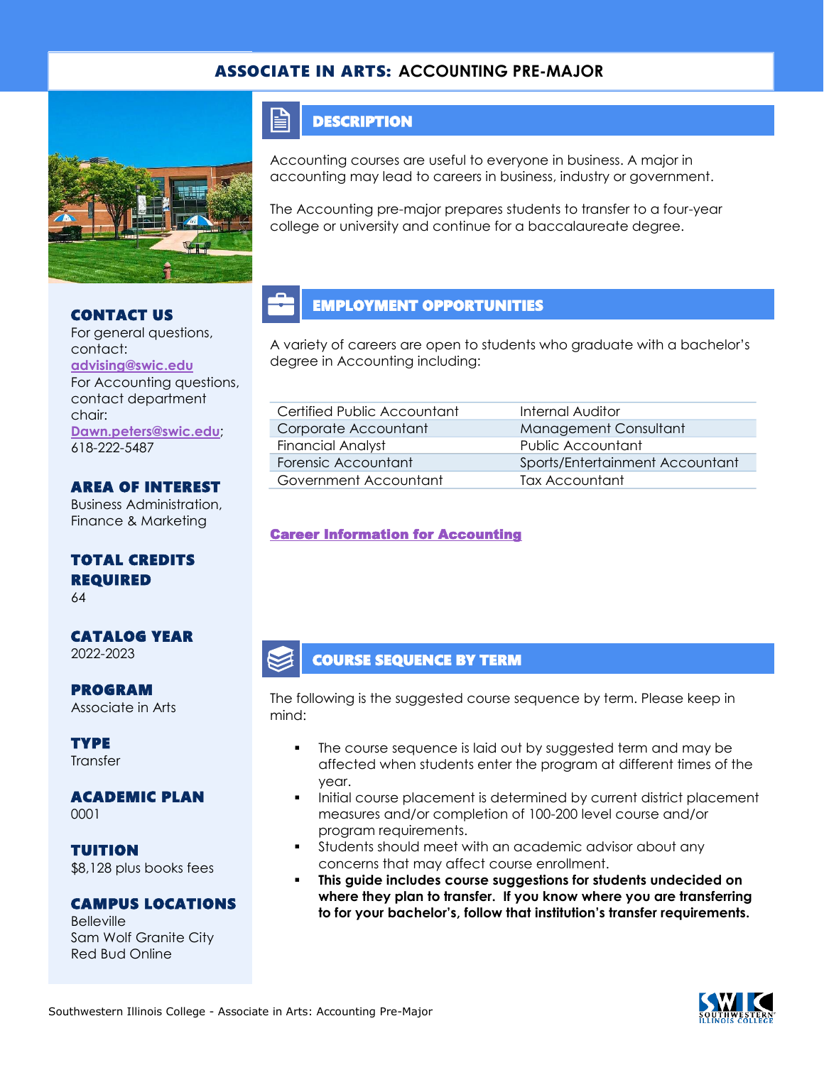# ASSOCIATE IN ARTS: ACCOUNTING PRE-MAJOR

## DESCRIPTION

Accounting courses are useful to everyone in business. A major in accounting may lead to careers in business, industry or government.

The Accounting pre-major prepares students to transfer to a four-year college or university and continue for a baccalaureate degree.

## EMPLOYMENT OPPORTUNITIES

A variety of careers are open to students who graduate with a bachelor's degree in Accounting including:

| | |
|---|---|
| Certified Public Accountant | Internal Auditor |
| Corporate Accountant | Management Consultant |
| Financial Analyst | Public Accountant |
| Forensic Accountant | Sports/Entertainment Accountant |
| Government Accountant | Tax Accountant |

**Career Information for Accounting**

## CONTACT US

For general questions, contact: advising@swic.edu

For Accounting questions, contact department chair: Dawn.peters@swic.edu; 618-222-5487

## AREA OF INTEREST

Business Administration, Finance & Marketing

## TOTAL CREDITS REQUIRED

64

## CATALOG YEAR

2022-2023

## PROGRAM

Associate in Arts

## TYPE

Transfer

## ACADEMIC PLAN

0001

## TUITION

$8,128 plus books fees

## CAMPUS LOCATIONS

Belleville
Sam Wolf Granite City
Red Bud Online

## COURSE SEQUENCE BY TERM

The following is the suggested course sequence by term. Please keep in mind:

- The course sequence is laid out by suggested term and may be affected when students enter the program at different times of the year.
- Initial course placement is determined by current district placement measures and/or completion of 100-200 level course and/or program requirements.
- Students should meet with an academic advisor about any concerns that may affect course enrollment.
- **This guide includes course suggestions for students undecided on where they plan to transfer. If you know where you are transferring to for your bachelor's, follow that institution's transfer requirements.**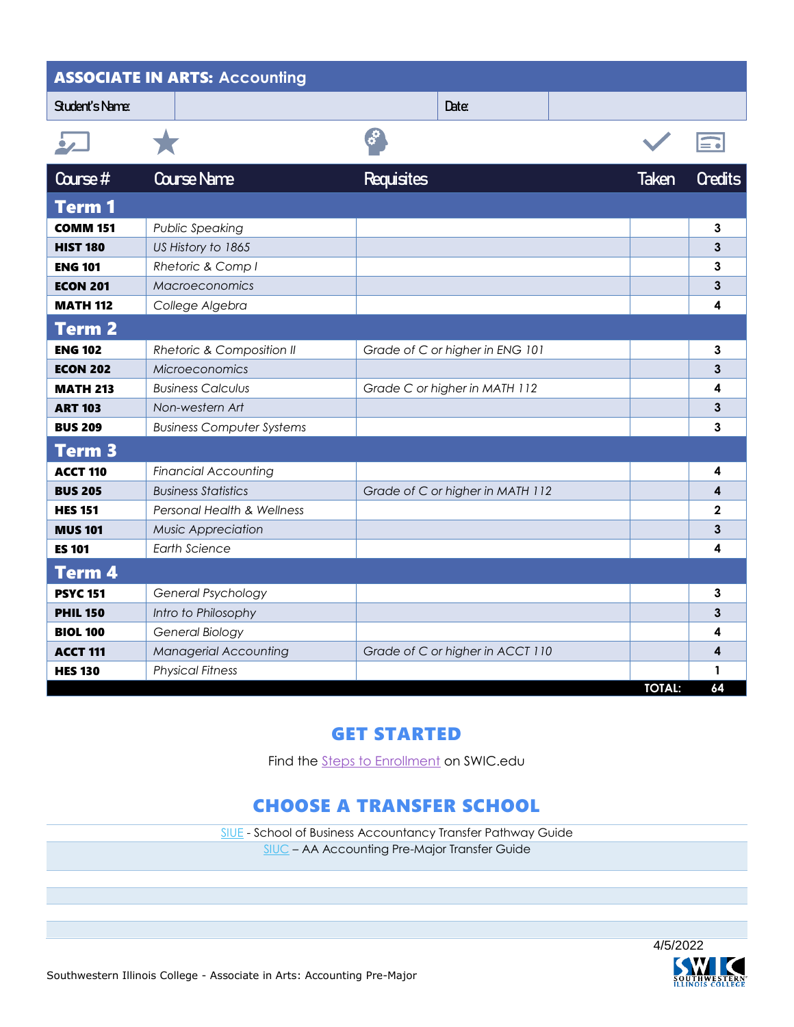# ASSOCIATE IN ARTS: Accounting

| Student's Name: | | Date: | |
|---|---|---|---|

| Course # | Course Name | Requisites | Taken | Credits |
|---|---|---|---|---|
| **Term 1** | | | | |
| **COMM 151** | *Public Speaking* | | | 3 |
| **HIST 180** | *US History to 1865* | | | 3 |
| **ENG 101** | *Rhetoric & Comp I* | | | 3 |
| **ECON 201** | *Macroeconomics* | | | 3 |
| **MATH 112** | *College Algebra* | | | 4 |
| **Term 2** | | | | |
| **ENG 102** | *Rhetoric & Composition II* | *Grade of C or higher in ENG 101* | | 3 |
| **ECON 202** | *Microeconomics* | | | 3 |
| **MATH 213** | *Business Calculus* | *Grade C or higher in MATH 112* | | 4 |
| **ART 103** | *Non-western Art* | | | 3 |
| **BUS 209** | *Business Computer Systems* | | | 3 |
| **Term 3** | | | | |
| **ACCT 110** | *Financial Accounting* | | | 4 |
| **BUS 205** | *Business Statistics* | *Grade of C or higher in MATH 112* | | 4 |
| **HES 151** | *Personal Health & Wellness* | | | 2 |
| **MUS 101** | *Music Appreciation* | | | 3 |
| **ES 101** | *Earth Science* | | | 4 |
| **Term 4** | | | | |
| **PSYC 151** | *General Psychology* | | | 3 |
| **PHIL 150** | *Intro to Philosophy* | | | 3 |
| **BIOL 100** | *General Biology* | | | 4 |
| **ACCT 111** | *Managerial Accounting* | *Grade of C or higher in ACCT 110* | | 4 |
| **HES 130** | *Physical Fitness* | | | 1 |
| | | | **TOTAL:** | **64** |

## GET STARTED

Find the Steps to Enrollment on SWIC.edu

## CHOOSE A TRANSFER SCHOOL

SIUE - School of Business Accountancy Transfer Pathway Guide

SIUC – AA Accounting Pre-Major Transfer Guide

4/5/2022

Southwestern Illinois College - Associate in Arts: Accounting Pre-Major